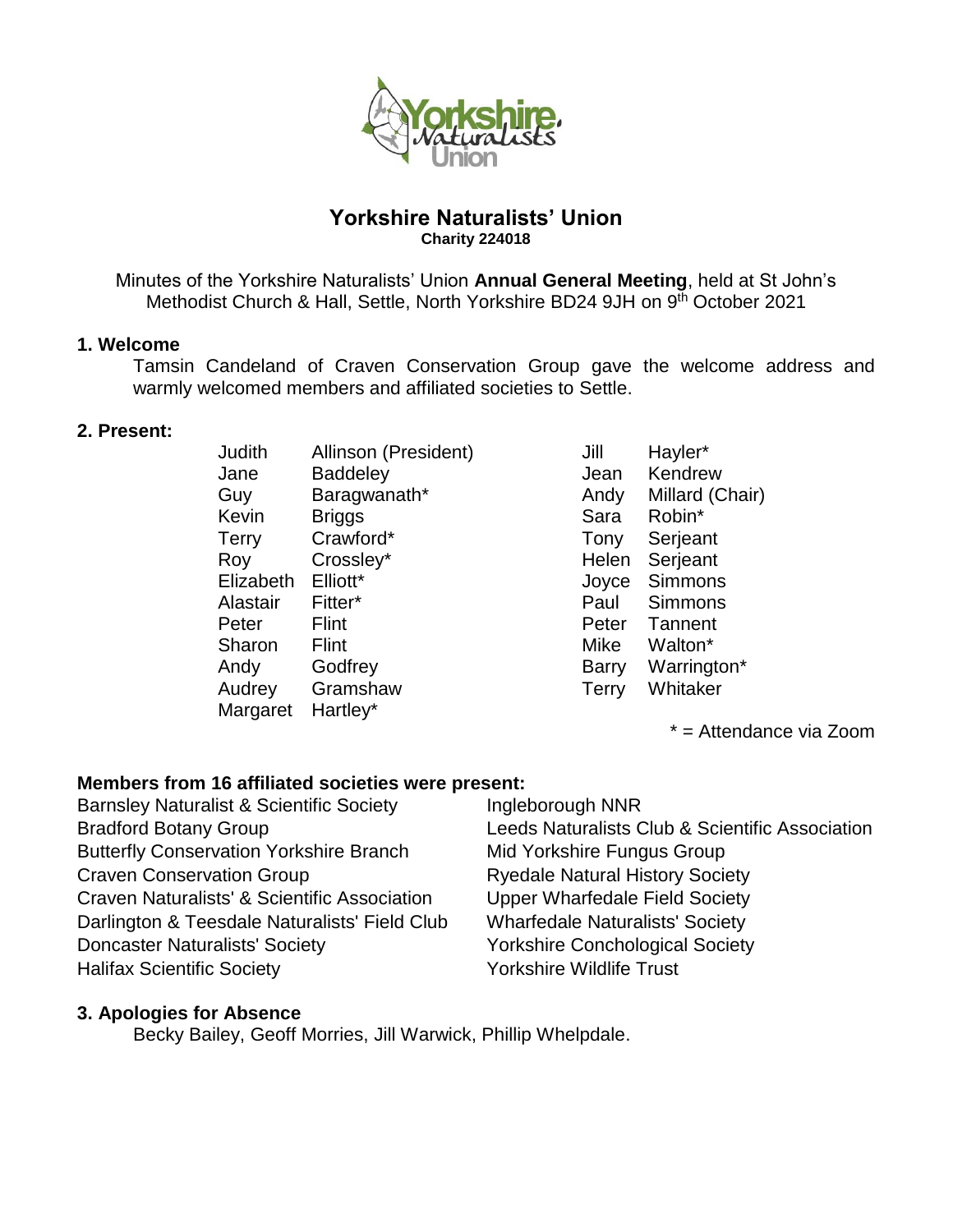# Yorkshire Naturalists' Union

**Charity 224018**

Minutes of the Yorkshire Naturalists' Union **Annual General Meeting**, held at St John's Methodist Church & Hall, Settle, North Yorkshire BD24 9JH on 9th October 2021

## 1. Welcome

Tamsin Candeland of Craven Conservation Group gave the welcome address and warmly welcomed members and affiliated societies to Settle.

## 2. Present:

| | | | |
|---|---|---|---|
| Judith | Allinson (President) | Jill | Hayler* |
| Jane | Baddeley | Jean | Kendrew |
| Guy | Baragwanath* | Andy | Millard (Chair) |
| Kevin | Briggs | Sara | Robin* |
| Terry | Crawford* | Tony | Serjeant |
| Roy | Crossley* | Helen | Serjeant |
| Elizabeth | Elliott* | Joyce | Simmons |
| Alastair | Fitter* | Paul | Simmons |
| Peter | Flint | Peter | Tannent |
| Sharon | Flint | Mike | Walton* |
| Andy | Godfrey | Barry | Warrington* |
| Audrey | Gramshaw | Terry | Whitaker |
| Margaret | Hartley* | | |

\* = Attendance via Zoom

### Members from 16 affiliated societies were present:

- Barnsley Naturalist & Scientific Society
- Bradford Botany Group
- Butterfly Conservation Yorkshire Branch
- Craven Conservation Group
- Craven Naturalists' & Scientific Association
- Darlington & Teesdale Naturalists' Field Club
- Doncaster Naturalists' Society
- Halifax Scientific Society
- Ingleborough NNR
- Leeds Naturalists Club & Scientific Association
- Mid Yorkshire Fungus Group
- Ryedale Natural History Society
- Upper Wharfedale Field Society
- Wharfedale Naturalists' Society
- Yorkshire Conchological Society
- Yorkshire Wildlife Trust

## 3. Apologies for Absence

Becky Bailey, Geoff Morries, Jill Warwick, Phillip Whelpdale.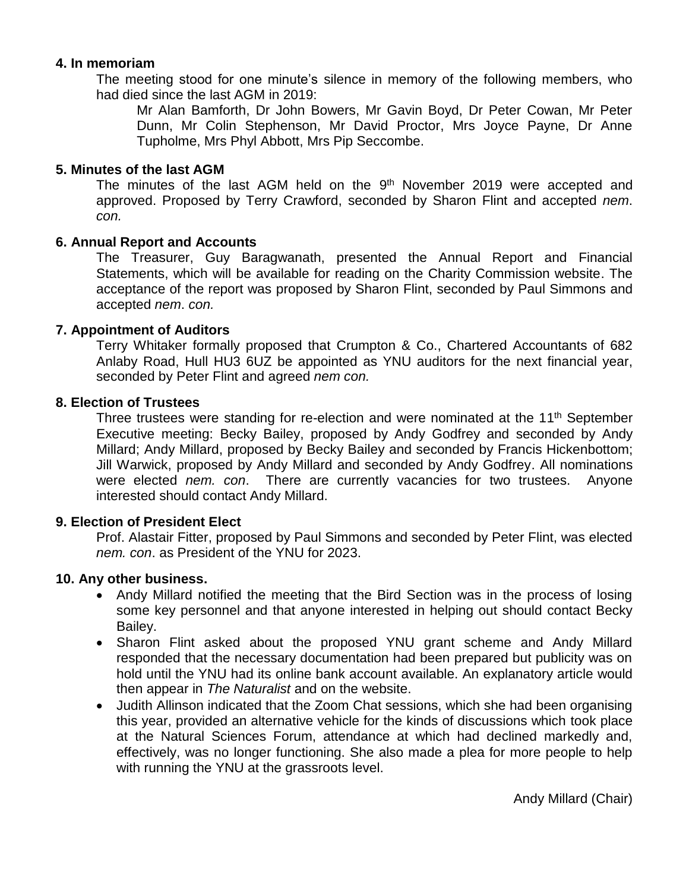**4. In memoriam**

The meeting stood for one minute's silence in memory of the following members, who had died since the last AGM in 2019:

Mr Alan Bamforth, Dr John Bowers, Mr Gavin Boyd, Dr Peter Cowan, Mr Peter Dunn, Mr Colin Stephenson, Mr David Proctor, Mrs Joyce Payne, Dr Anne Tupholme, Mrs Phyl Abbott, Mrs Pip Seccombe.

**5. Minutes of the last AGM**

The minutes of the last AGM held on the 9th November 2019 were accepted and approved. Proposed by Terry Crawford, seconded by Sharon Flint and accepted *nem. con.*

**6. Annual Report and Accounts**

The Treasurer, Guy Baragwanath, presented the Annual Report and Financial Statements, which will be available for reading on the Charity Commission website. The acceptance of the report was proposed by Sharon Flint, seconded by Paul Simmons and accepted *nem. con.*

**7. Appointment of Auditors**

Terry Whitaker formally proposed that Crumpton & Co., Chartered Accountants of 682 Anlaby Road, Hull HU3 6UZ be appointed as YNU auditors for the next financial year, seconded by Peter Flint and agreed *nem con.*

**8. Election of Trustees**

Three trustees were standing for re-election and were nominated at the 11th September Executive meeting: Becky Bailey, proposed by Andy Godfrey and seconded by Andy Millard; Andy Millard, proposed by Becky Bailey and seconded by Francis Hickenbottom; Jill Warwick, proposed by Andy Millard and seconded by Andy Godfrey. All nominations were elected *nem. con*. There are currently vacancies for two trustees. Anyone interested should contact Andy Millard.

**9. Election of President Elect**

Prof. Alastair Fitter, proposed by Paul Simmons and seconded by Peter Flint, was elected *nem. con*. as President of the YNU for 2023.

**10. Any other business.**

- Andy Millard notified the meeting that the Bird Section was in the process of losing some key personnel and that anyone interested in helping out should contact Becky Bailey.
- Sharon Flint asked about the proposed YNU grant scheme and Andy Millard responded that the necessary documentation had been prepared but publicity was on hold until the YNU had its online bank account available. An explanatory article would then appear in *The Naturalist* and on the website.
- Judith Allinson indicated that the Zoom Chat sessions, which she had been organising this year, provided an alternative vehicle for the kinds of discussions which took place at the Natural Sciences Forum, attendance at which had declined markedly and, effectively, was no longer functioning. She also made a plea for more people to help with running the YNU at the grassroots level.

Andy Millard (Chair)